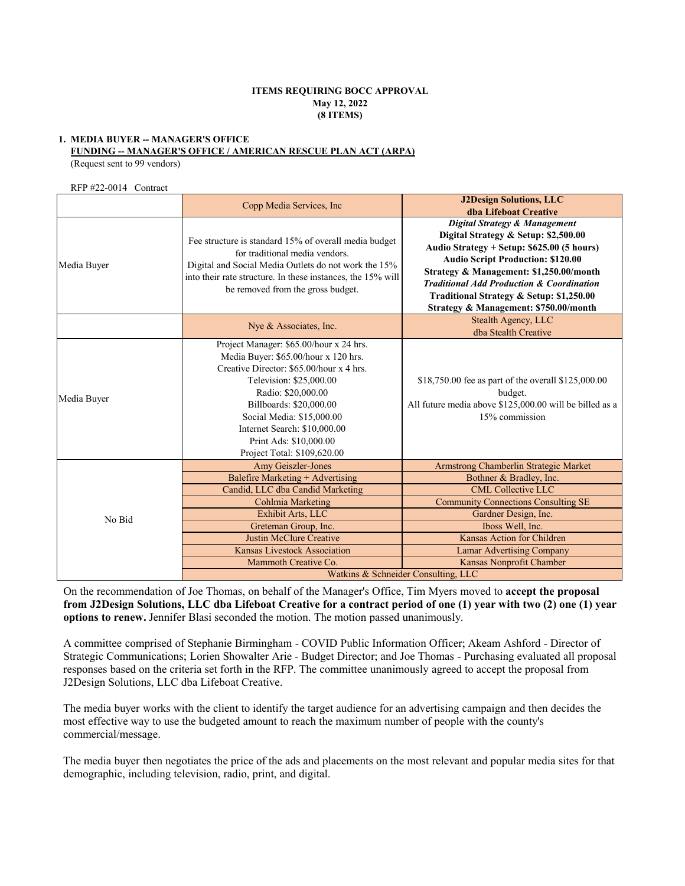**ITEMS REQUIRING BOCC APPROVAL**
**May 12, 2022**
**(8 ITEMS)**

**1. MEDIA BUYER -- MANAGER'S OFFICE**
**FUNDING -- MANAGER'S OFFICE / AMERICAN RESCUE PLAN ACT (ARPA)**
(Request sent to 99 vendors)

RFP #22-0014 Contract

| | Copp Media Services, Inc | **J2Design Solutions, LLC dba Lifeboat Creative** |
|---|---|---|
| Media Buyer | Fee structure is standard 15% of overall media budget for traditional media vendors. Digital and Social Media Outlets do not work the 15% into their rate structure. In these instances, the 15% will be removed from the gross budget. | ***Digital Strategy & Management*** **Digital Strategy & Setup: $2,500.00** **Audio Strategy + Setup: $625.00 (5 hours)** **Audio Script Production: $120.00** **Strategy & Management: $1,250.00/month** ***Traditional Add Production & Coordination*** **Traditional Strategy & Setup: $1,250.00** **Strategy & Management: $750.00/month** |
| | Nye & Associates, Inc. | Stealth Agency, LLC dba Stealth Creative |
| Media Buyer | Project Manager: $65.00/hour x 24 hrs. Media Buyer: $65.00/hour x 120 hrs. Creative Director: $65.00/hour x 4 hrs. Television: $25,000.00 Radio: $20,000.00 Billboards: $20,000.00 Social Media: $15,000.00 Internet Search: $10,000.00 Print Ads: $10,000.00 Project Total: $109,620.00 | $18,750.00 fee as part of the overall $125,000.00 budget. All future media above $125,000.00 will be billed as a 15% commission |
| No Bid | Amy Geiszler-Jones | Armstrong Chamberlin Strategic Market |
| | Balefire Marketing + Advertising | Bothner & Bradley, Inc. |
| | Candid, LLC dba Candid Marketing | CML Collective LLC |
| | Cohlmia Marketing | Community Connections Consulting SE |
| | Exhibit Arts, LLC | Gardner Design, Inc. |
| | Greteman Group, Inc. | Iboss Well, Inc. |
| | Justin McClure Creative | Kansas Action for Children |
| | Kansas Livestock Association | Lamar Advertising Company |
| | Mammoth Creative Co. | Kansas Nonprofit Chamber |
| | Watkins & Schneider Consulting, LLC | |

On the recommendation of Joe Thomas, on behalf of the Manager's Office, Tim Myers moved to **accept the proposal from J2Design Solutions, LLC dba Lifeboat Creative for a contract period of one (1) year with two (2) one (1) year options to renew.** Jennifer Blasi seconded the motion. The motion passed unanimously.

A committee comprised of Stephanie Birmingham - COVID Public Information Officer; Akeam Ashford - Director of Strategic Communications; Lorien Showalter Arie - Budget Director; and Joe Thomas - Purchasing evaluated all proposal responses based on the criteria set forth in the RFP. The committee unanimously agreed to accept the proposal from J2Design Solutions, LLC dba Lifeboat Creative.

The media buyer works with the client to identify the target audience for an advertising campaign and then decides the most effective way to use the budgeted amount to reach the maximum number of people with the county's commercial/message.

The media buyer then negotiates the price of the ads and placements on the most relevant and popular media sites for that demographic, including television, radio, print, and digital.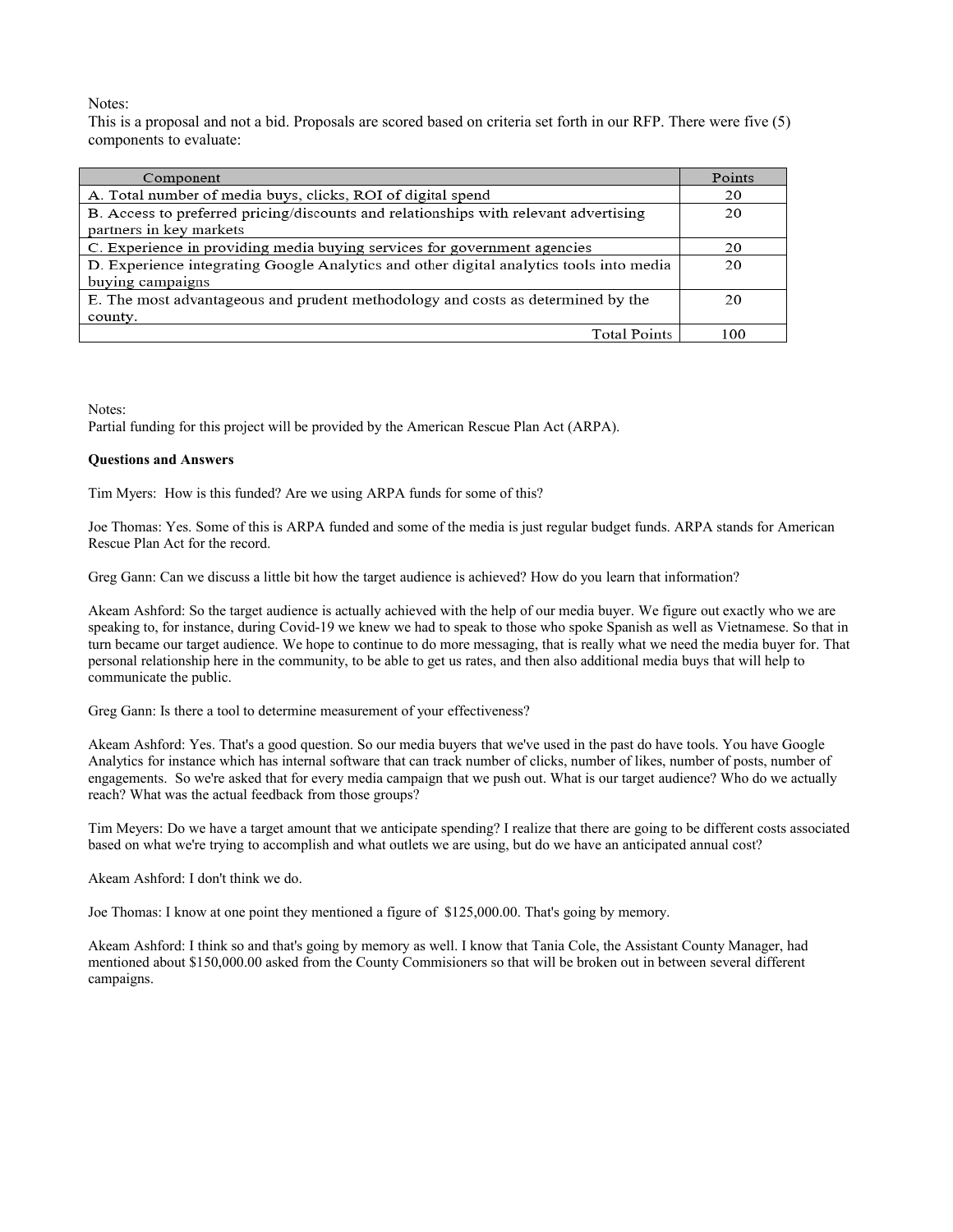Notes:
This is a proposal and not a bid. Proposals are scored based on criteria set forth in our RFP. There were five (5) components to evaluate:

| Component | Points |
| --- | --- |
| A. Total number of media buys, clicks, ROI of digital spend | 20 |
| B. Access to preferred pricing/discounts and relationships with relevant advertising partners in key markets | 20 |
| C. Experience in providing media buying services for government agencies | 20 |
| D. Experience integrating Google Analytics and other digital analytics tools into media buying campaigns | 20 |
| E. The most advantageous and prudent methodology and costs as determined by the county. | 20 |
| Total Points | 100 |

Notes:
Partial funding for this project will be provided by the American Rescue Plan Act (ARPA).

**Questions and Answers**

Tim Myers: How is this funded? Are we using ARPA funds for some of this?

Joe Thomas: Yes. Some of this is ARPA funded and some of the media is just regular budget funds. ARPA stands for American Rescue Plan Act for the record.

Greg Gann: Can we discuss a little bit how the target audience is achieved? How do you learn that information?

Akeam Ashford: So the target audience is actually achieved with the help of our media buyer. We figure out exactly who we are speaking to, for instance, during Covid-19 we knew we had to speak to those who spoke Spanish as well as Vietnamese. So that in turn became our target audience. We hope to continue to do more messaging, that is really what we need the media buyer for. That personal relationship here in the community, to be able to get us rates, and then also additional media buys that will help to communicate the public.

Greg Gann: Is there a tool to determine measurement of your effectiveness?

Akeam Ashford: Yes. That's a good question. So our media buyers that we've used in the past do have tools. You have Google Analytics for instance which has internal software that can track number of clicks, number of likes, number of posts, number of engagements. So we're asked that for every media campaign that we push out. What is our target audience? Who do we actually reach? What was the actual feedback from those groups?

Tim Meyers: Do we have a target amount that we anticipate spending? I realize that there are going to be different costs associated based on what we're trying to accomplish and what outlets we are using, but do we have an anticipated annual cost?

Akeam Ashford: I don't think we do.

Joe Thomas: I know at one point they mentioned a figure of $125,000.00. That's going by memory.

Akeam Ashford: I think so and that's going by memory as well. I know that Tania Cole, the Assistant County Manager, had mentioned about $150,000.00 asked from the County Commisioners so that will be broken out in between several different campaigns.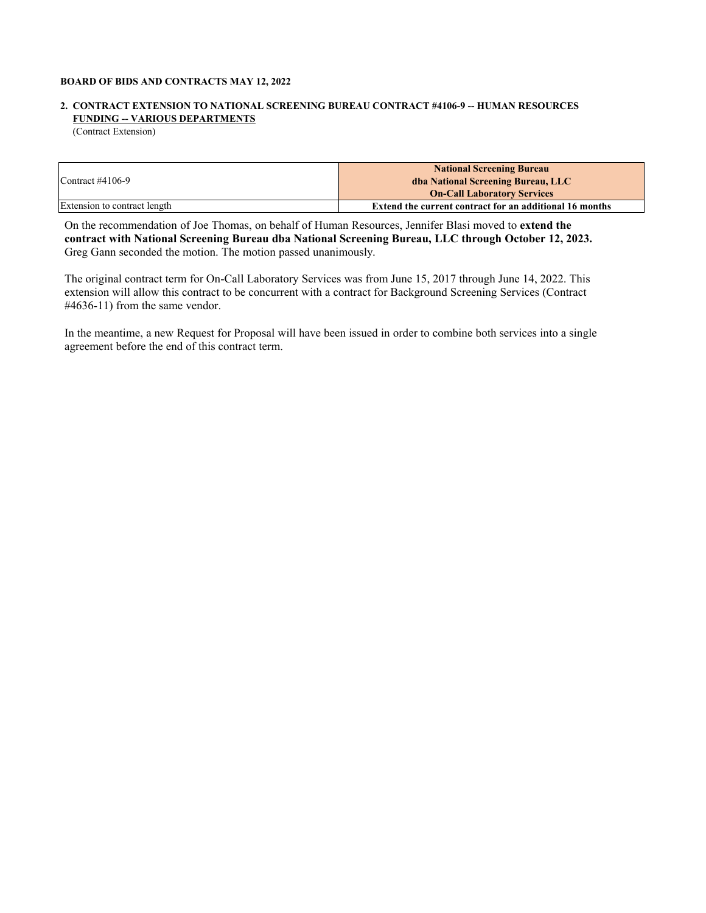**BOARD OF BIDS AND CONTRACTS MAY 12, 2022**

**2. CONTRACT EXTENSION TO NATIONAL SCREENING BUREAU CONTRACT #4106-9 -- HUMAN RESOURCES FUNDING -- VARIOUS DEPARTMENTS**
(Contract Extension)

| Contract #4106-9 | **National Screening Bureau dba National Screening Bureau, LLC On-Call Laboratory Services** |
|---|---|
| Extension to contract length | **Extend the current contract for an additional 16 months** |

On the recommendation of Joe Thomas, on behalf of Human Resources, Jennifer Blasi moved to **extend the contract with National Screening Bureau dba National Screening Bureau, LLC through October 12, 2023.** Greg Gann seconded the motion. The motion passed unanimously.

The original contract term for On-Call Laboratory Services was from June 15, 2017 through June 14, 2022. This extension will allow this contract to be concurrent with a contract for Background Screening Services (Contract #4636-11) from the same vendor.

In the meantime, a new Request for Proposal will have been issued in order to combine both services into a single agreement before the end of this contract term.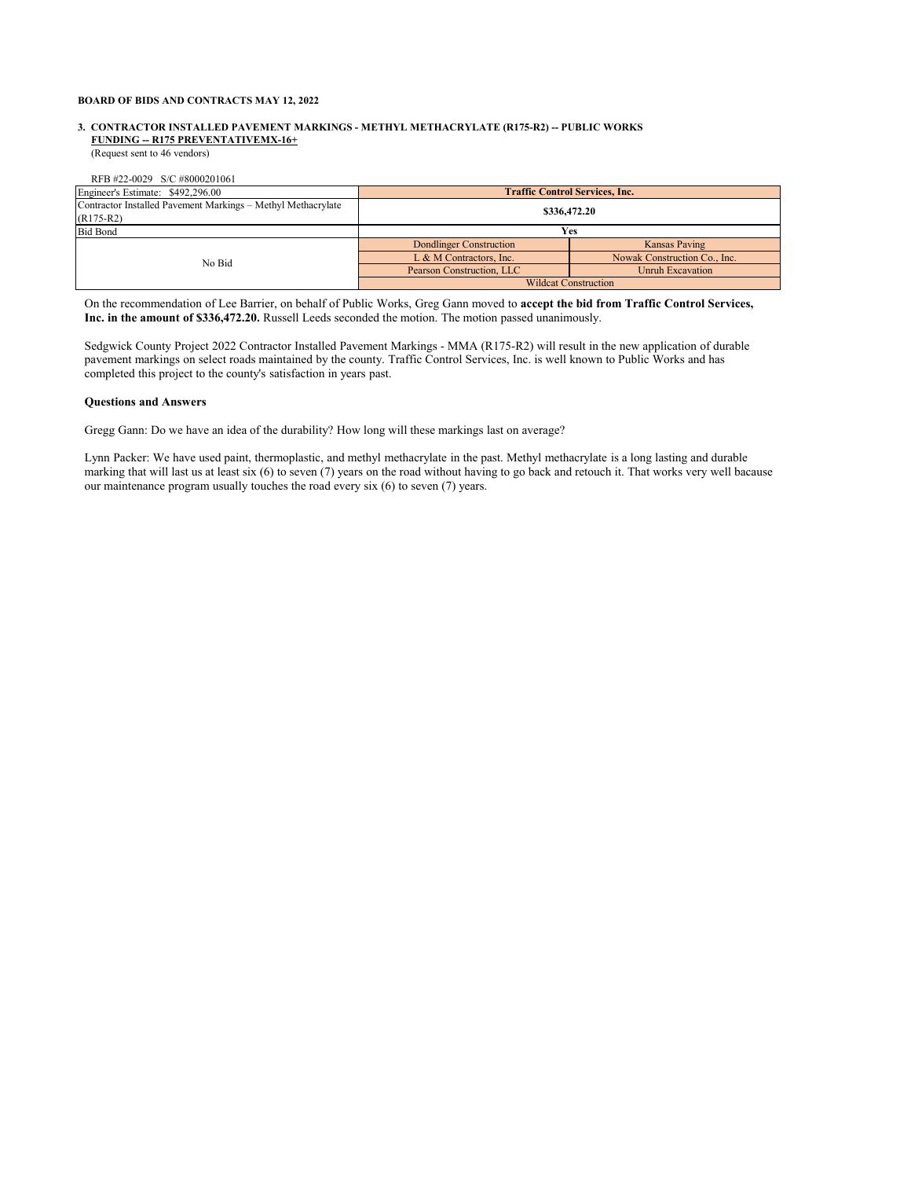**BOARD OF BIDS AND CONTRACTS MAY 12, 2022**

**3. CONTRACTOR INSTALLED PAVEMENT MARKINGS - METHYL METHACRYLATE (R175-R2) -- PUBLIC WORKS**
**FUNDING -- R175 PREVENTATIVEMX-16+**
(Request sent to 46 vendors)

RFB #22-0029 S/C #8000201061

| Engineer's Estimate: $492,296.00 | **Traffic Control Services, Inc.** | |
|---|---|---|
| Contractor Installed Pavement Markings – Methyl Methacrylate (R175-R2) | **$336,472.20** | |
| Bid Bond | **Yes** | |
| No Bid | Dondlinger Construction | Kansas Paving |
| | L & M Contractors, Inc. | Nowak Construction Co., Inc. |
| | Pearson Construction, LLC | Unruh Excavation |
| | Wildcat Construction | |

On the recommendation of Lee Barrier, on behalf of Public Works, Greg Gann moved to **accept the bid from Traffic Control Services, Inc. in the amount of $336,472.20.** Russell Leeds seconded the motion. The motion passed unanimously.

Sedgwick County Project 2022 Contractor Installed Pavement Markings - MMA (R175-R2) will result in the new application of durable pavement markings on select roads maintained by the county. Traffic Control Services, Inc. is well known to Public Works and has completed this project to the county's satisfaction in years past.

**Questions and Answers**

Gregg Gann: Do we have an idea of the durability? How long will these markings last on average?

Lynn Packer: We have used paint, thermoplastic, and methyl methacrylate in the past. Methyl methacrylate is a long lasting and durable marking that will last us at least six (6) to seven (7) years on the road without having to go back and retouch it. That works very well bacause our maintenance program usually touches the road every six (6) to seven (7) years.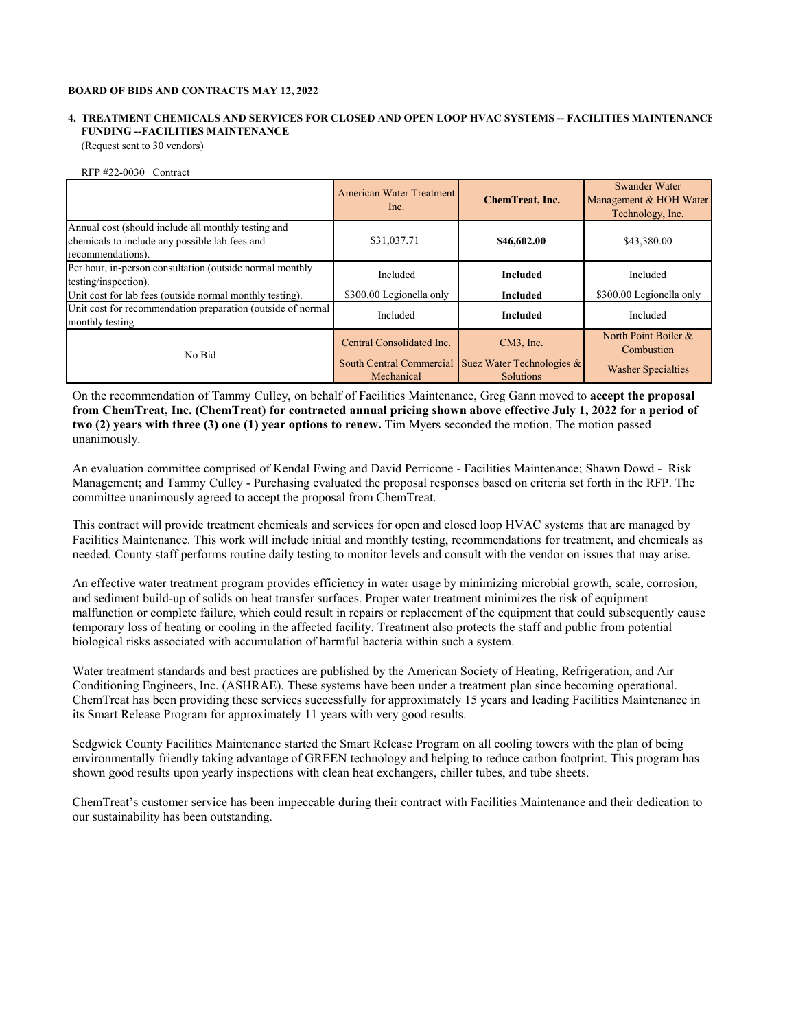**BOARD OF BIDS AND CONTRACTS MAY 12, 2022**

**4. TREATMENT CHEMICALS AND SERVICES FOR CLOSED AND OPEN LOOP HVAC SYSTEMS -- FACILITIES MAINTENANCE**
**FUNDING --FACILITIES MAINTENANCE**

(Request sent to 30 vendors)

RFP #22-0030 Contract

| | American Water Treatment Inc. | **ChemTreat, Inc.** | Swander Water Management & HOH Water Technology, Inc. |
|---|---|---|---|
| Annual cost (should include all monthly testing and chemicals to include any possible lab fees and recommendations). | $31,037.71 | **$46,602.00** | $43,380.00 |
| Per hour, in-person consultation (outside normal monthly testing/inspection). | Included | **Included** | Included |
| Unit cost for lab fees (outside normal monthly testing). | $300.00 Legionella only | **Included** | $300.00 Legionella only |
| Unit cost for recommendation preparation (outside of normal monthly testing | Included | **Included** | Included |
| No Bid | Central Consolidated Inc. | CM3, Inc. | North Point Boiler & Combustion |
| | South Central Commercial Mechanical | Suez Water Technologies & Solutions | Washer Specialties |

On the recommendation of Tammy Culley, on behalf of Facilities Maintenance, Greg Gann moved to **accept the proposal from ChemTreat, Inc. (ChemTreat) for contracted annual pricing shown above effective July 1, 2022 for a period of two (2) years with three (3) one (1) year options to renew.** Tim Myers seconded the motion. The motion passed unanimously.

An evaluation committee comprised of Kendal Ewing and David Perricone - Facilities Maintenance; Shawn Dowd - Risk Management; and Tammy Culley - Purchasing evaluated the proposal responses based on criteria set forth in the RFP. The committee unanimously agreed to accept the proposal from ChemTreat.

This contract will provide treatment chemicals and services for open and closed loop HVAC systems that are managed by Facilities Maintenance. This work will include initial and monthly testing, recommendations for treatment, and chemicals as needed. County staff performs routine daily testing to monitor levels and consult with the vendor on issues that may arise.

An effective water treatment program provides efficiency in water usage by minimizing microbial growth, scale, corrosion, and sediment build-up of solids on heat transfer surfaces. Proper water treatment minimizes the risk of equipment malfunction or complete failure, which could result in repairs or replacement of the equipment that could subsequently cause temporary loss of heating or cooling in the affected facility. Treatment also protects the staff and public from potential biological risks associated with accumulation of harmful bacteria within such a system.

Water treatment standards and best practices are published by the American Society of Heating, Refrigeration, and Air Conditioning Engineers, Inc. (ASHRAE). These systems have been under a treatment plan since becoming operational. ChemTreat has been providing these services successfully for approximately 15 years and leading Facilities Maintenance in its Smart Release Program for approximately 11 years with very good results.

Sedgwick County Facilities Maintenance started the Smart Release Program on all cooling towers with the plan of being environmentally friendly taking advantage of GREEN technology and helping to reduce carbon footprint. This program has shown good results upon yearly inspections with clean heat exchangers, chiller tubes, and tube sheets.

ChemTreat's customer service has been impeccable during their contract with Facilities Maintenance and their dedication to our sustainability has been outstanding.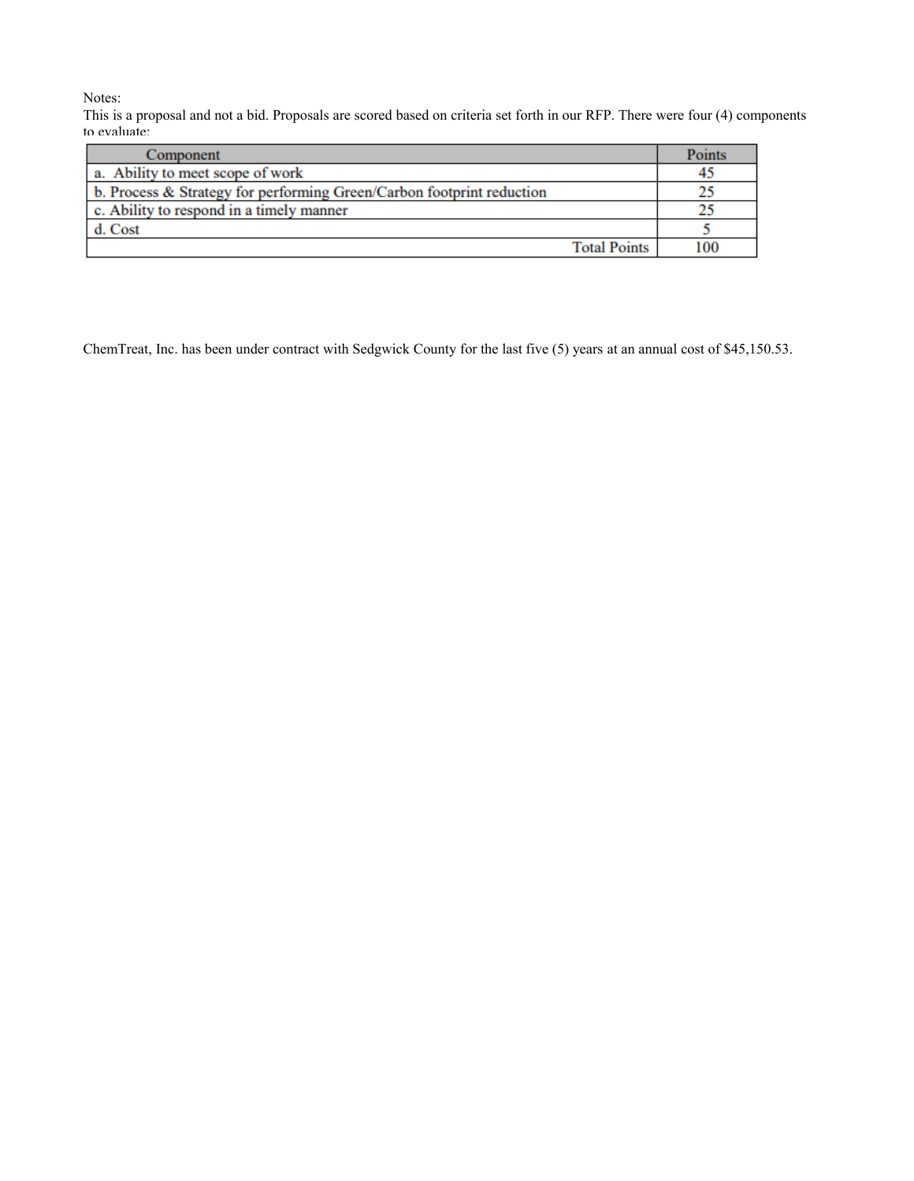Notes:
This is a proposal and not a bid. Proposals are scored based on criteria set forth in our RFP. There were four (4) components to evaluate:

| Component | Points |
|---|---|
| a. Ability to meet scope of work | 45 |
| b. Process & Strategy for performing Green/Carbon footprint reduction | 25 |
| c. Ability to respond in a timely manner | 25 |
| d. Cost | 5 |
| Total Points | 100 |

ChemTreat, Inc. has been under contract with Sedgwick County for the last five (5) years at an annual cost of $45,150.53.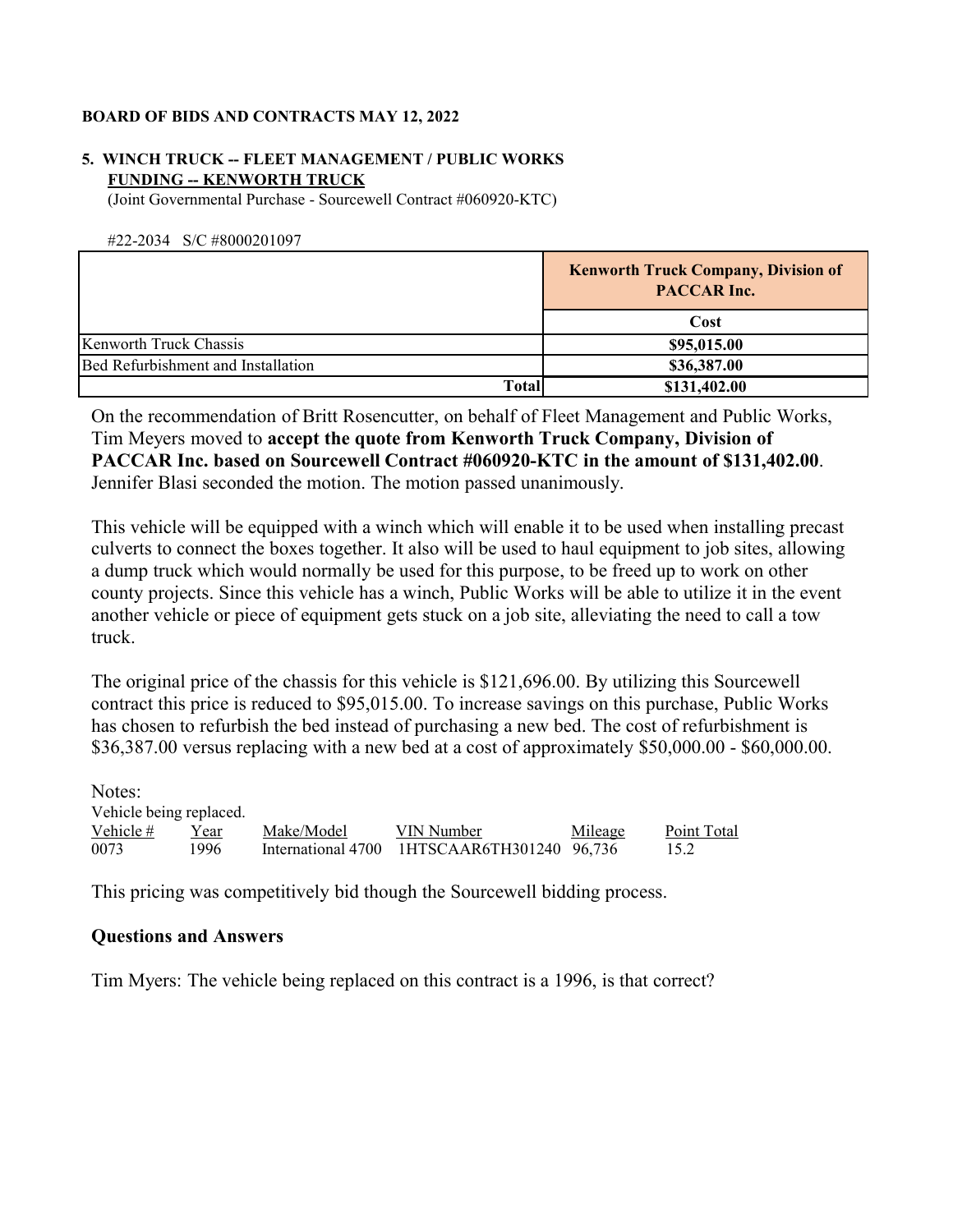**BOARD OF BIDS AND CONTRACTS MAY 12, 2022**

**5. WINCH TRUCK -- FLEET MANAGEMENT / PUBLIC WORKS**
**FUNDING -- KENWORTH TRUCK**
(Joint Governmental Purchase - Sourcewell Contract #060920-KTC)

#22-2034 S/C #8000201097

| | Kenworth Truck Company, Division of PACCAR Inc. |
|---|---|
| | **Cost** |
| Kenworth Truck Chassis | **$95,015.00** |
| Bed Refurbishment and Installation | **$36,387.00** |
| **Total** | **$131,402.00** |

On the recommendation of Britt Rosencutter, on behalf of Fleet Management and Public Works, Tim Meyers moved to **accept the quote from Kenworth Truck Company, Division of PACCAR Inc. based on Sourcewell Contract #060920-KTC in the amount of $131,402.00**. Jennifer Blasi seconded the motion. The motion passed unanimously.

This vehicle will be equipped with a winch which will enable it to be used when installing precast culverts to connect the boxes together. It also will be used to haul equipment to job sites, allowing a dump truck which would normally be used for this purpose, to be freed up to work on other county projects. Since this vehicle has a winch, Public Works will be able to utilize it in the event another vehicle or piece of equipment gets stuck on a job site, alleviating the need to call a tow truck.

The original price of the chassis for this vehicle is $121,696.00. By utilizing this Sourcewell contract this price is reduced to $95,015.00. To increase savings on this purchase, Public Works has chosen to refurbish the bed instead of purchasing a new bed. The cost of refurbishment is $36,387.00 versus replacing with a new bed at a cost of approximately $50,000.00 - $60,000.00.

Notes:

Vehicle being replaced.

| Vehicle # | Year | Make/Model | VIN Number | Mileage | Point Total |
|---|---|---|---|---|---|
| 0073 | 1996 | International 4700 | 1HTSCAAR6TH301240 | 96,736 | 15.2 |

This pricing was competitively bid though the Sourcewell bidding process.

### Questions and Answers

Tim Myers: The vehicle being replaced on this contract is a 1996, is that correct?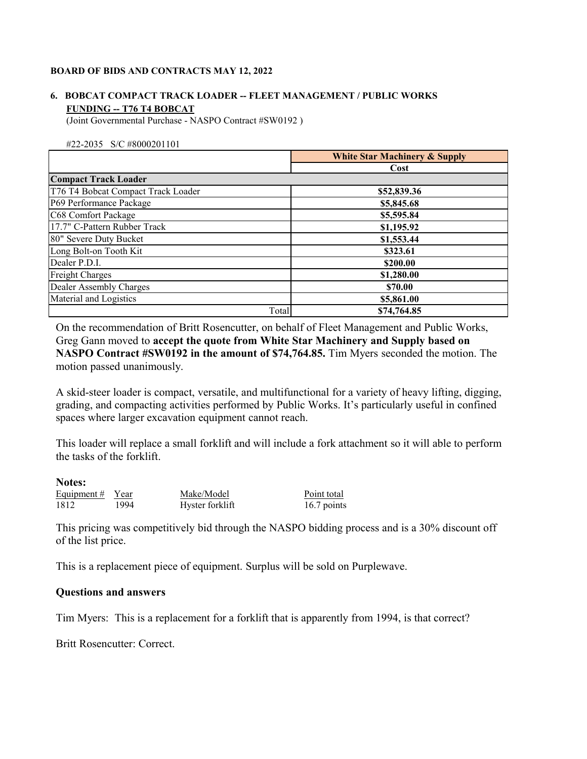**BOARD OF BIDS AND CONTRACTS MAY 12, 2022**

**6. BOBCAT COMPACT TRACK LOADER -- FLEET MANAGEMENT / PUBLIC WORKS FUNDING -- T76 T4 BOBCAT**

(Joint Governmental Purchase - NASPO Contract #SW0192 )

#22-2035 S/C #8000201101

| | White Star Machinery & Supply |
|---|---|
| | Cost |
| **Compact Track Loader** | |
| T76 T4 Bobcat Compact Track Loader | **$52,839.36** |
| P69 Performance Package | **$5,845.68** |
| C68 Comfort Package | **$5,595.84** |
| 17.7" C-Pattern Rubber Track | **$1,195.92** |
| 80" Severe Duty Bucket | **$1,553.44** |
| Long Bolt-on Tooth Kit | **$323.61** |
| Dealer P.D.I. | **$200.00** |
| Freight Charges | **$1,280.00** |
| Dealer Assembly Charges | **$70.00** |
| Material and Logistics | **$5,861.00** |
| Total | **$74,764.85** |

On the recommendation of Britt Rosencutter, on behalf of Fleet Management and Public Works, Greg Gann moved to **accept the quote from White Star Machinery and Supply based on NASPO Contract #SW0192 in the amount of $74,764.85.** Tim Myers seconded the motion. The motion passed unanimously.

A skid-steer loader is compact, versatile, and multifunctional for a variety of heavy lifting, digging, grading, and compacting activities performed by Public Works. It's particularly useful in confined spaces where larger excavation equipment cannot reach.

This loader will replace a small forklift and will include a fork attachment so it will able to perform the tasks of the forklift.

**Notes:**

| Equipment # | Year | Make/Model | Point total |
|---|---|---|---|
| 1812 | 1994 | Hyster forklift | 16.7 points |

This pricing was competitively bid through the NASPO bidding process and is a 30% discount off of the list price.

This is a replacement piece of equipment. Surplus will be sold on Purplewave.

**Questions and answers**

Tim Myers: This is a replacement for a forklift that is apparently from 1994, is that correct?

Britt Rosencutter: Correct.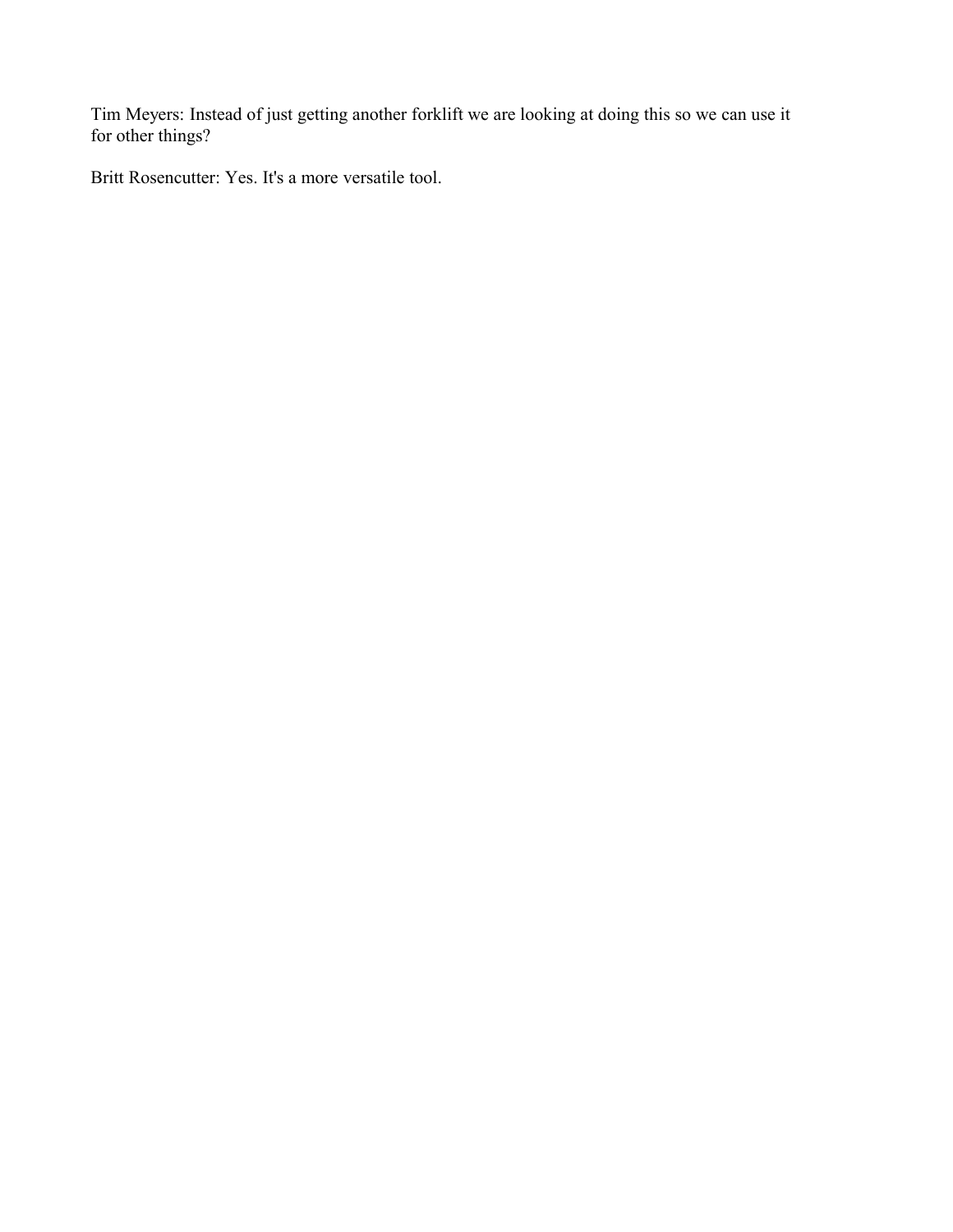Tim Meyers: Instead of just getting another forklift we are looking at doing this so we can use it for other things?

Britt Rosencutter: Yes. It's a more versatile tool.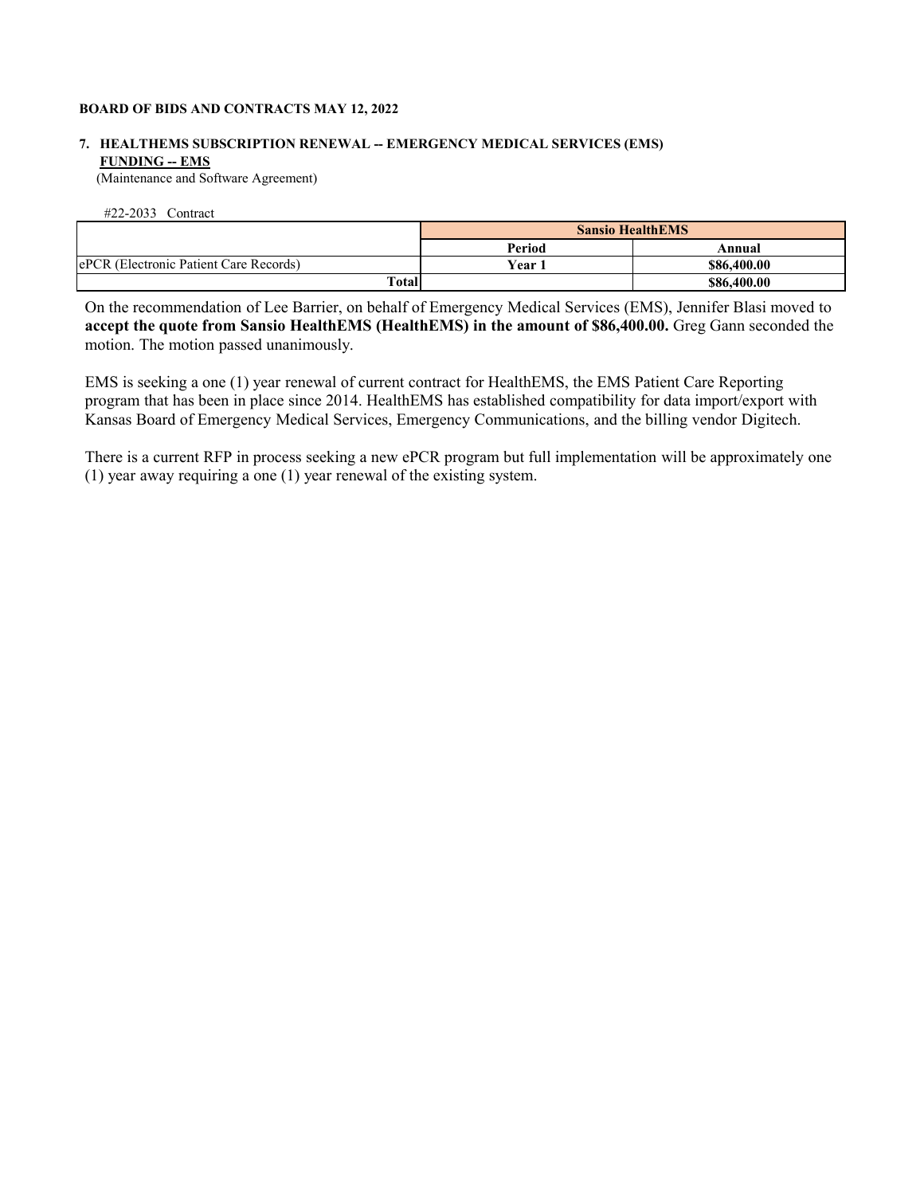**BOARD OF BIDS AND CONTRACTS MAY 12, 2022**

**7. HEALTHEMS SUBSCRIPTION RENEWAL -- EMERGENCY MEDICAL SERVICES (EMS)**
**FUNDING -- EMS**
(Maintenance and Software Agreement)

#22-2033 Contract

| | Sansio HealthEMS | |
|---|---|---|
| | **Period** | **Annual** |
| ePCR (Electronic Patient Care Records) | **Year 1** | **$86,400.00** |
| **Total** | | **$86,400.00** |

On the recommendation of Lee Barrier, on behalf of Emergency Medical Services (EMS), Jennifer Blasi moved to **accept the quote from Sansio HealthEMS (HealthEMS) in the amount of $86,400.00.** Greg Gann seconded the motion. The motion passed unanimously.

EMS is seeking a one (1) year renewal of current contract for HealthEMS, the EMS Patient Care Reporting program that has been in place since 2014. HealthEMS has established compatibility for data import/export with Kansas Board of Emergency Medical Services, Emergency Communications, and the billing vendor Digitech.

There is a current RFP in process seeking a new ePCR program but full implementation will be approximately one (1) year away requiring a one (1) year renewal of the existing system.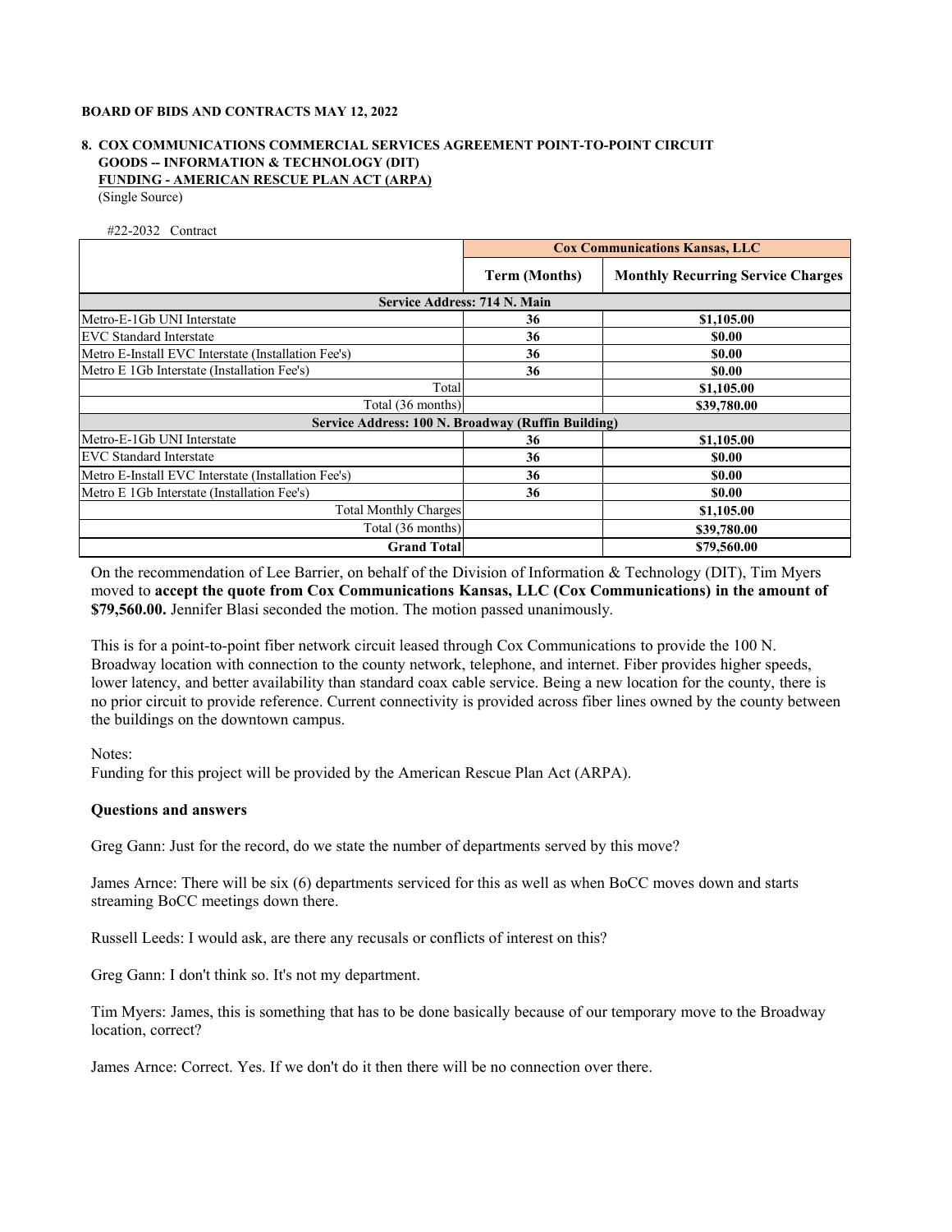**BOARD OF BIDS AND CONTRACTS MAY 12, 2022**

**8. COX COMMUNICATIONS COMMERCIAL SERVICES AGREEMENT POINT-TO-POINT CIRCUIT GOODS -- INFORMATION & TECHNOLOGY (DIT)**
**FUNDING - AMERICAN RESCUE PLAN ACT (ARPA)**
(Single Source)

#22-2032 Contract

| | Cox Communications Kansas, LLC | |
|---|---|---|
| | **Term (Months)** | **Monthly Recurring Service Charges** |
| **Service Address: 714 N. Main** | | |
| Metro-E-1Gb UNI Interstate | **36** | **$1,105.00** |
| EVC Standard Interstate | **36** | **$0.00** |
| Metro E-Install EVC Interstate (Installation Fee's) | **36** | **$0.00** |
| Metro E 1Gb Interstate (Installation Fee's) | **36** | **$0.00** |
| Total | | **$1,105.00** |
| Total (36 months) | | **$39,780.00** |
| **Service Address: 100 N. Broadway (Ruffin Building)** | | |
| Metro-E-1Gb UNI Interstate | **36** | **$1,105.00** |
| EVC Standard Interstate | **36** | **$0.00** |
| Metro E-Install EVC Interstate (Installation Fee's) | **36** | **$0.00** |
| Metro E 1Gb Interstate (Installation Fee's) | **36** | **$0.00** |
| Total Monthly Charges | | **$1,105.00** |
| Total (36 months) | | **$39,780.00** |
| **Grand Total** | | **$79,560.00** |

On the recommendation of Lee Barrier, on behalf of the Division of Information & Technology (DIT), Tim Myers moved to **accept the quote from Cox Communications Kansas, LLC (Cox Communications) in the amount of $79,560.00.** Jennifer Blasi seconded the motion. The motion passed unanimously.

This is for a point-to-point fiber network circuit leased through Cox Communications to provide the 100 N. Broadway location with connection to the county network, telephone, and internet. Fiber provides higher speeds, lower latency, and better availability than standard coax cable service. Being a new location for the county, there is no prior circuit to provide reference. Current connectivity is provided across fiber lines owned by the county between the buildings on the downtown campus.

Notes:
Funding for this project will be provided by the American Rescue Plan Act (ARPA).

**Questions and answers**

Greg Gann: Just for the record, do we state the number of departments served by this move?

James Arnce: There will be six (6) departments serviced for this as well as when BoCC moves down and starts streaming BoCC meetings down there.

Russell Leeds: I would ask, are there any recusals or conflicts of interest on this?

Greg Gann: I don't think so. It's not my department.

Tim Myers: James, this is something that has to be done basically because of our temporary move to the Broadway location, correct?

James Arnce: Correct. Yes. If we don't do it then there will be no connection over there.